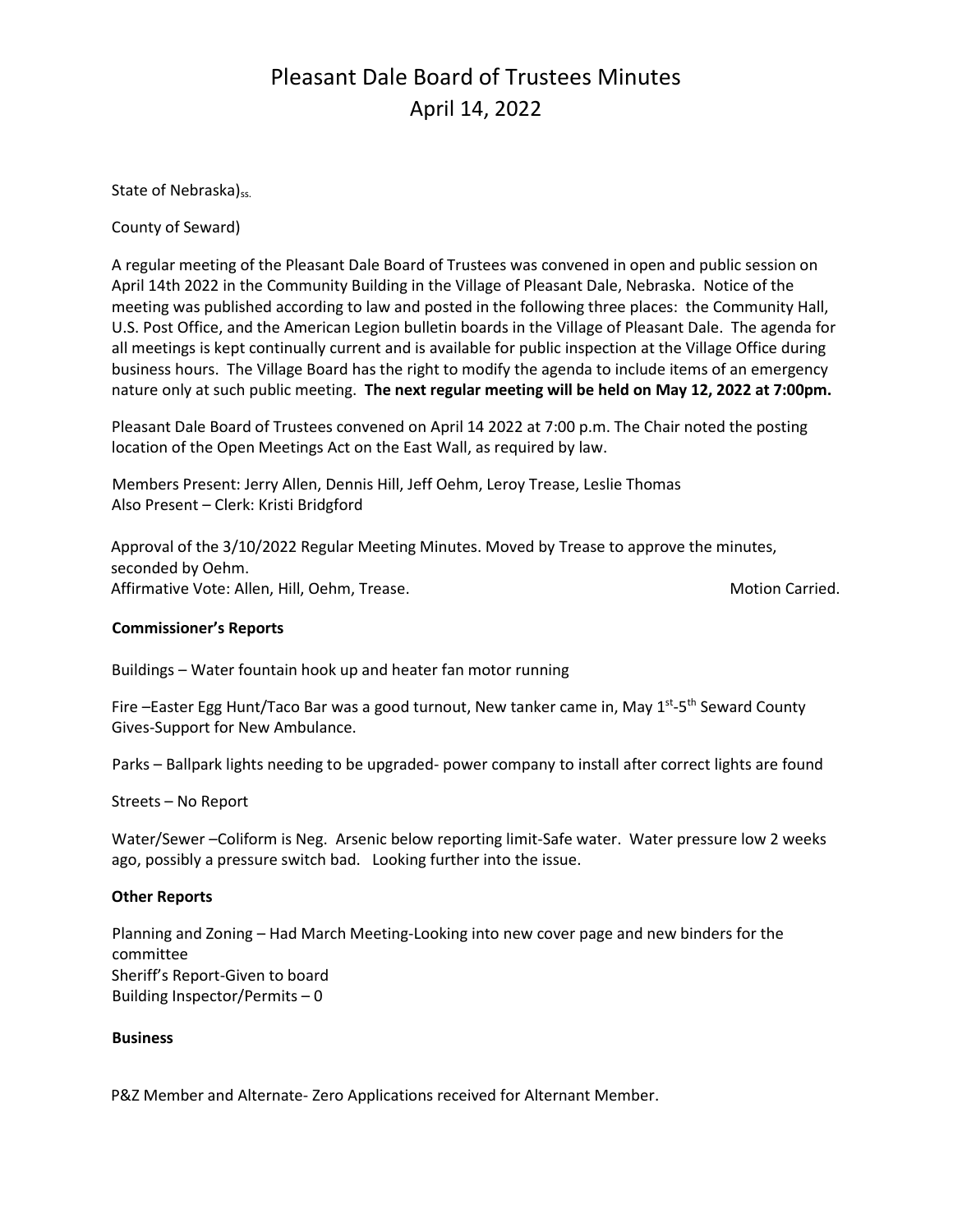# Pleasant Dale Board of Trustees Minutes
# April 14, 2022

State of Nebraska)ss.

County of Seward)

A regular meeting of the Pleasant Dale Board of Trustees was convened in open and public session on April 14th 2022 in the Community Building in the Village of Pleasant Dale, Nebraska. Notice of the meeting was published according to law and posted in the following three places: the Community Hall, U.S. Post Office, and the American Legion bulletin boards in the Village of Pleasant Dale. The agenda for all meetings is kept continually current and is available for public inspection at the Village Office during business hours. The Village Board has the right to modify the agenda to include items of an emergency nature only at such public meeting. **The next regular meeting will be held on May 12, 2022 at 7:00pm.**

Pleasant Dale Board of Trustees convened on April 14 2022 at 7:00 p.m. The Chair noted the posting location of the Open Meetings Act on the East Wall, as required by law.

Members Present: Jerry Allen, Dennis Hill, Jeff Oehm, Leroy Trease, Leslie Thomas
Also Present – Clerk: Kristi Bridgford

Approval of the 3/10/2022 Regular Meeting Minutes. Moved by Trease to approve the minutes, seconded by Oehm.
Affirmative Vote: Allen, Hill, Oehm, Trease. Motion Carried.

**Commissioner's Reports**

Buildings – Water fountain hook up and heater fan motor running

Fire –Easter Egg Hunt/Taco Bar was a good turnout, New tanker came in, May 1st-5th Seward County Gives-Support for New Ambulance.

Parks – Ballpark lights needing to be upgraded- power company to install after correct lights are found

Streets – No Report

Water/Sewer –Coliform is Neg. Arsenic below reporting limit-Safe water. Water pressure low 2 weeks ago, possibly a pressure switch bad. Looking further into the issue.

**Other Reports**

Planning and Zoning – Had March Meeting-Looking into new cover page and new binders for the committee
Sheriff's Report-Given to board
Building Inspector/Permits – 0

**Business**

P&Z Member and Alternate- Zero Applications received for Alternant Member.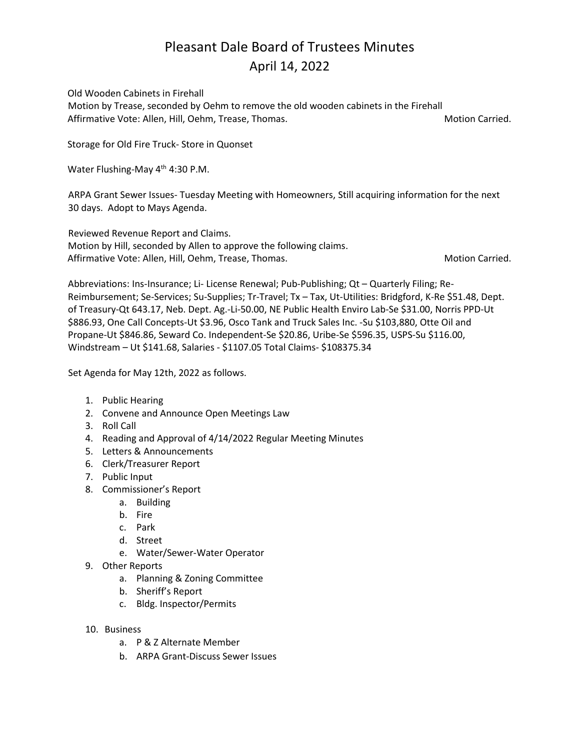# Pleasant Dale Board of Trustees Minutes
## April 14, 2022

Old Wooden Cabinets in Firehall
Motion by Trease, seconded by Oehm to remove the old wooden cabinets in the Firehall
Affirmative Vote: Allen, Hill, Oehm, Trease, Thomas. Motion Carried.

Storage for Old Fire Truck- Store in Quonset

Water Flushing-May 4th 4:30 P.M.

ARPA Grant Sewer Issues- Tuesday Meeting with Homeowners, Still acquiring information for the next 30 days. Adopt to Mays Agenda.

Reviewed Revenue Report and Claims.
Motion by Hill, seconded by Allen to approve the following claims.
Affirmative Vote: Allen, Hill, Oehm, Trease, Thomas. Motion Carried.

Abbreviations: Ins-Insurance; Li- License Renewal; Pub-Publishing; Qt – Quarterly Filing; Re-Reimbursement; Se-Services; Su-Supplies; Tr-Travel; Tx – Tax, Ut-Utilities: Bridgford, K-Re $51.48, Dept. of Treasury-Qt 643.17, Neb. Dept. Ag.-Li-50.00, NE Public Health Enviro Lab-Se $31.00, Norris PPD-Ut $886.93, One Call Concepts-Ut $3.96, Osco Tank and Truck Sales Inc. -Su $103,880, Otte Oil and Propane-Ut $846.86, Seward Co. Independent-Se $20.86, Uribe-Se $596.35, USPS-Su $116.00, Windstream – Ut $141.68, Salaries - $1107.05 Total Claims- $108375.34

Set Agenda for May 12th, 2022 as follows.

1. Public Hearing
2. Convene and Announce Open Meetings Law
3. Roll Call
4. Reading and Approval of 4/14/2022 Regular Meeting Minutes
5. Letters & Announcements
6. Clerk/Treasurer Report
7. Public Input
8. Commissioner's Report
   a. Building
   b. Fire
   c. Park
   d. Street
   e. Water/Sewer-Water Operator
9. Other Reports
   a. Planning & Zoning Committee
   b. Sheriff's Report
   c. Bldg. Inspector/Permits
10. Business
    a. P & Z Alternate Member
    b. ARPA Grant-Discuss Sewer Issues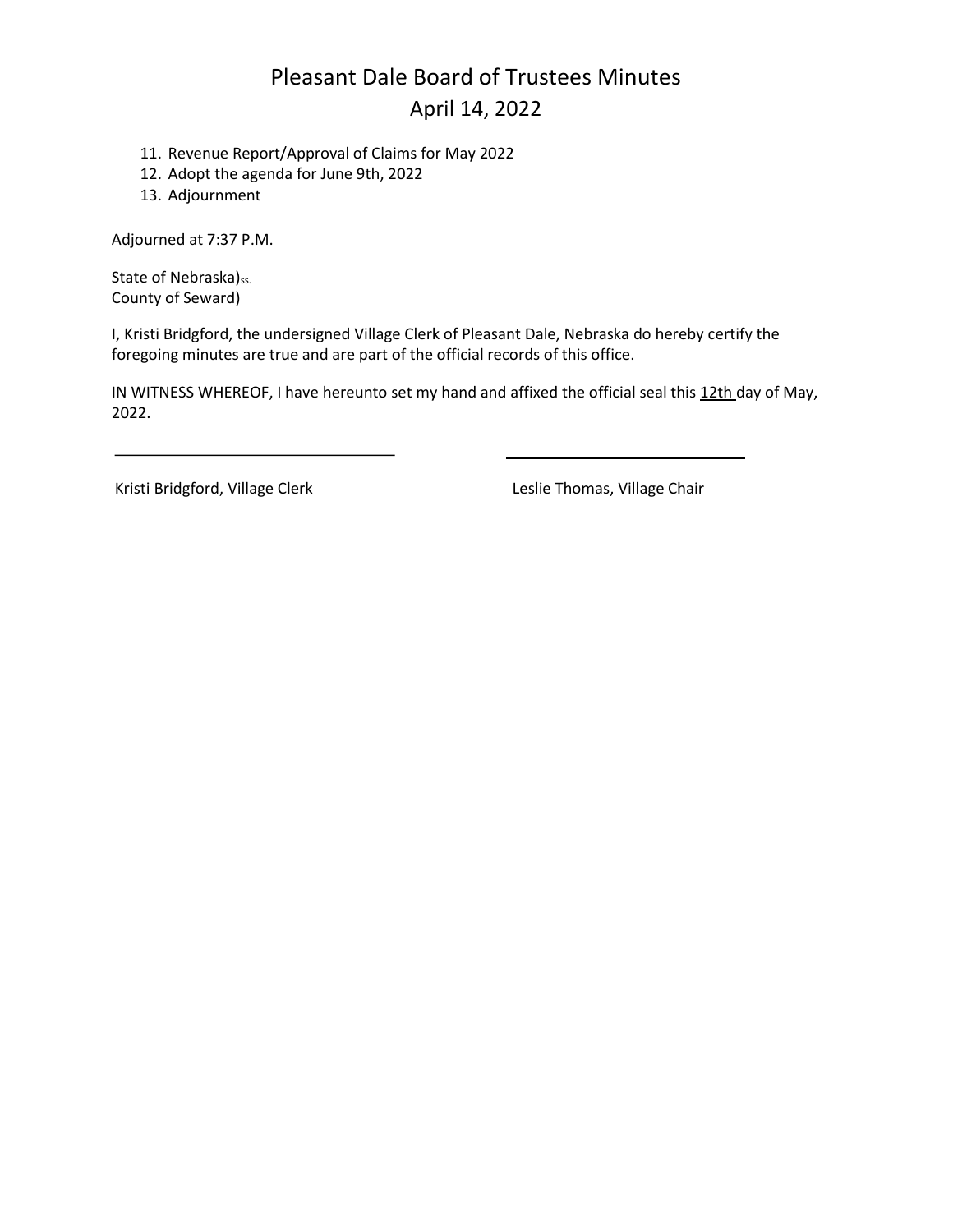# Pleasant Dale Board of Trustees Minutes
## April 14, 2022

11. Revenue Report/Approval of Claims for May 2022
12. Adopt the agenda for June 9th, 2022
13. Adjournment

Adjourned at 7:37 P.M.

State of Nebraska)ss.
County of Seward)

I, Kristi Bridgford, the undersigned Village Clerk of Pleasant Dale, Nebraska do hereby certify the foregoing minutes are true and are part of the official records of this office.

IN WITNESS WHEREOF, I have hereunto set my hand and affixed the official seal this 12th day of May, 2022.

______________________________ ______________________________

Kristi Bridgford, Village Clerk Leslie Thomas, Village Chair